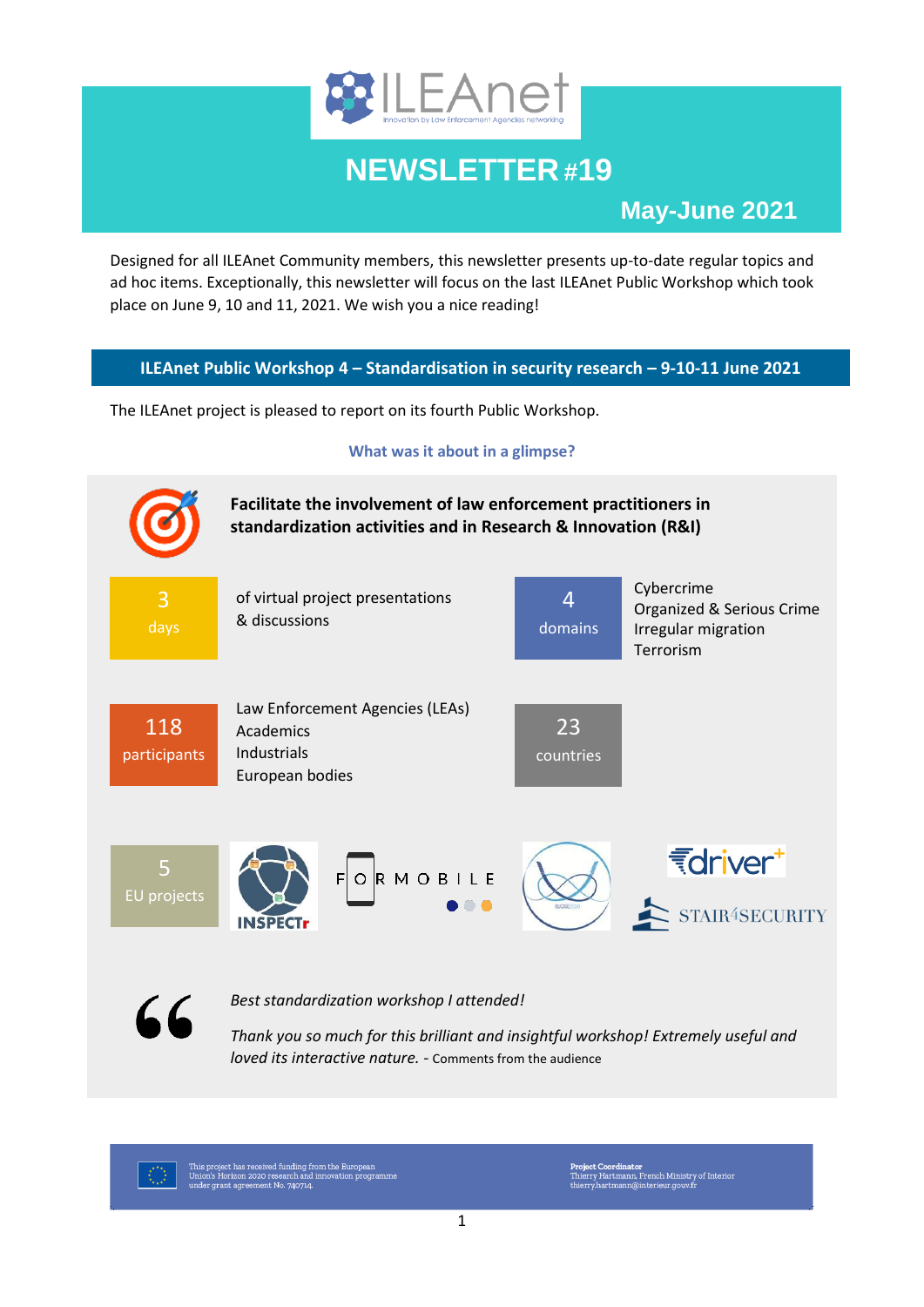# NEWSLETTER #19

## May-June 2021

Designed for all ILEAnet Community members, this newsletter presents up-to-date regular topics and ad hoc items. Exceptionally, this newsletter will focus on the last ILEAnet Public Workshop which took place on June 9, 10 and 11, 2021. We wish you a nice reading!

## ILEAnet Public Workshop 4 – Standardisation in security research – 9-10-11 June 2021

The ILEAnet project is pleased to report on its fourth Public Workshop.

### What was it about in a glimpse?

**Facilitate the involvement of law enforcement practitioners in standardization activities and in Research & Innovation (R&I)**

**3 days** of virtual project presentations & discussions

**4 domains**
- Cybercrime
- Organized & Serious Crime
- Irregular migration
- Terrorism

**118 participants**
- Law Enforcement Agencies (LEAs)
- Academics
- Industrials
- European bodies

**23 countries**

**5 EU projects**: INSPECTr, FORMOBILE, driver+, STAIR4SECURITY

*Best standardization workshop I attended!*

*Thank you so much for this brilliant and insightful workshop! Extremely useful and loved its interactive nature.* - Comments from the audience

This project has received funding from the European Union's Horizon 2020 research and innovation programme under grant agreement No. 740714.

**Project Coordinator**
Thierry Hartmann, French Ministry of Interior
thierry.hartmann@interieur.gouv.fr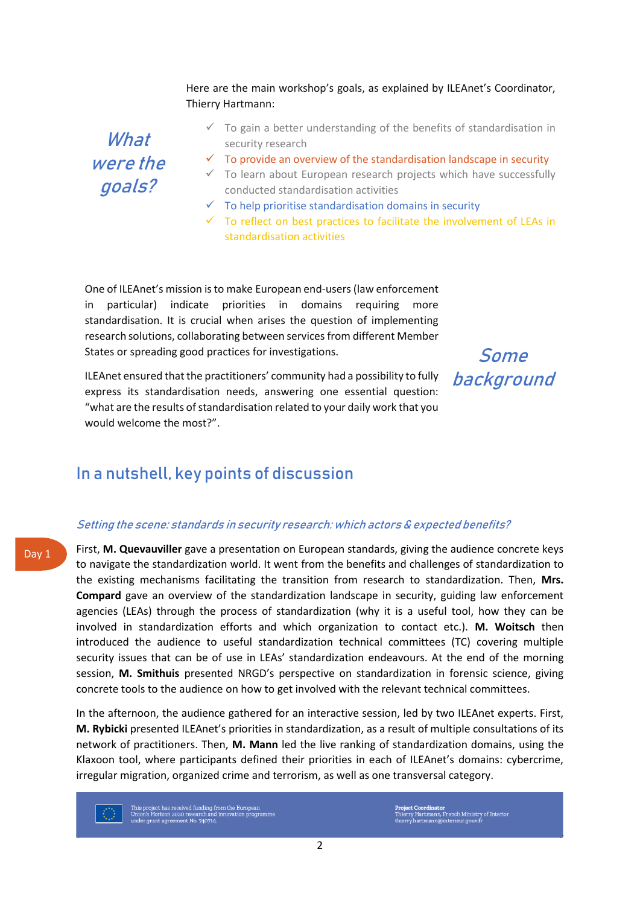Here are the main workshop's goals, as explained by ILEAnet's Coordinator, Thierry Hartmann:

## *What were the goals?*

- ✓ To gain a better understanding of the benefits of standardisation in security research
- ✓ To provide an overview of the standardisation landscape in security
- ✓ To learn about European research projects which have successfully conducted standardisation activities
- ✓ To help prioritise standardisation domains in security
- ✓ To reflect on best practices to facilitate the involvement of LEAs in standardisation activities

## *Some background*

One of ILEAnet's mission is to make European end-users (law enforcement in particular) indicate priorities in domains requiring more standardisation. It is crucial when arises the question of implementing research solutions, collaborating between services from different Member States or spreading good practices for investigations.

ILEAnet ensured that the practitioners' community had a possibility to fully express its standardisation needs, answering one essential question: "what are the results of standardisation related to your daily work that you would welcome the most?".

## In a nutshell, key points of discussion

### *Setting the scene: standards in security research: which actors & expected benefits?*

Day 1

First, **M. Quevauviller** gave a presentation on European standards, giving the audience concrete keys to navigate the standardization world. It went from the benefits and challenges of standardization to the existing mechanisms facilitating the transition from research to standardization. Then, **Mrs. Compard** gave an overview of the standardization landscape in security, guiding law enforcement agencies (LEAs) through the process of standardization (why it is a useful tool, how they can be involved in standardization efforts and which organization to contact etc.). **M. Woitsch** then introduced the audience to useful standardization technical committees (TC) covering multiple security issues that can be of use in LEAs' standardization endeavours. At the end of the morning session, **M. Smithuis** presented NRGD's perspective on standardization in forensic science, giving concrete tools to the audience on how to get involved with the relevant technical committees.

In the afternoon, the audience gathered for an interactive session, led by two ILEAnet experts. First, **M. Rybicki** presented ILEAnet's priorities in standardization, as a result of multiple consultations of its network of practitioners. Then, **M. Mann** led the live ranking of standardization domains, using the Klaxoon tool, where participants defined their priorities in each of ILEAnet's domains: cybercrime, irregular migration, organized crime and terrorism, as well as one transversal category.

This project has received funding from the European Union's Horizon 2020 research and innovation programme under grant agreement No. 740714.

**Project Coordinator**
Thierry Hartmann, French Ministry of Interior
thierry.hartmann@interieur.gouv.fr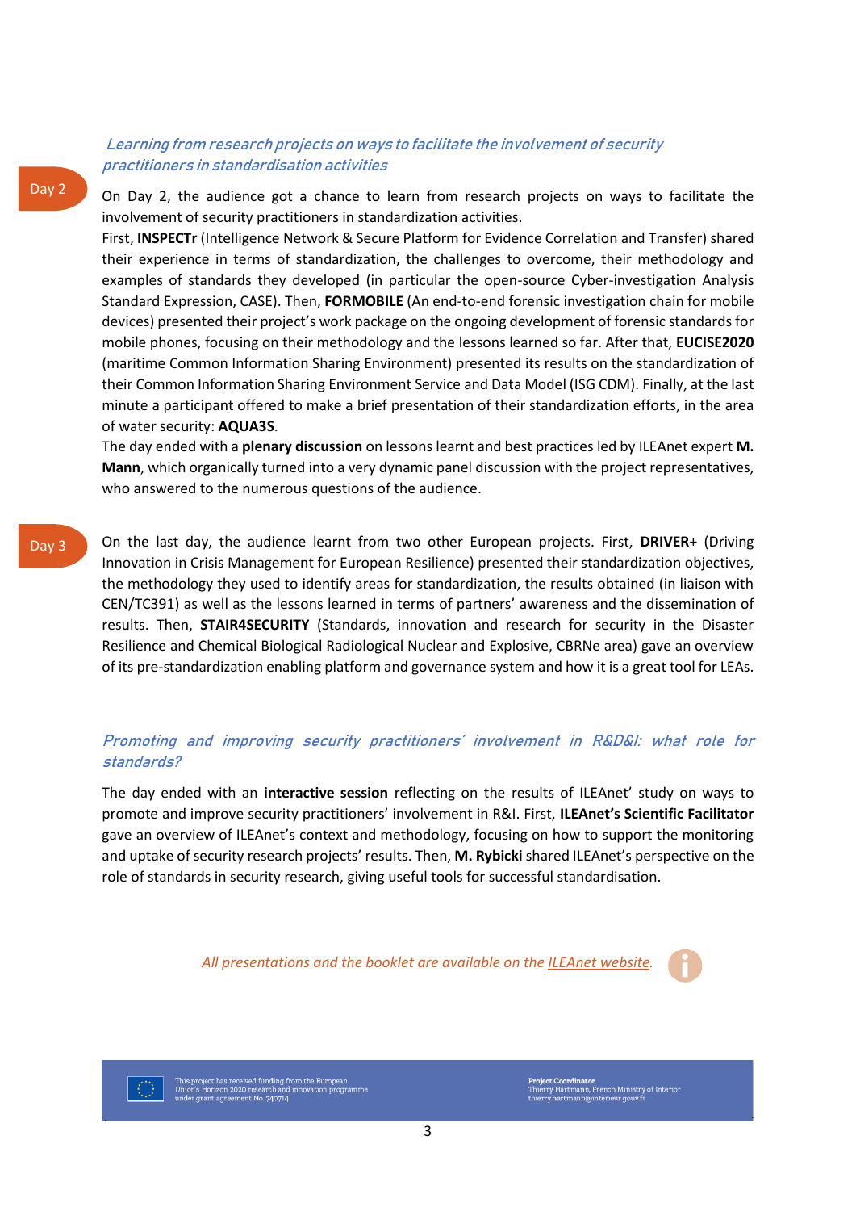### *Learning from research projects on ways to facilitate the involvement of security practitioners in standardisation activities*

Day 2

On Day 2, the audience got a chance to learn from research projects on ways to facilitate the involvement of security practitioners in standardization activities.

First, **INSPECTr** (Intelligence Network & Secure Platform for Evidence Correlation and Transfer) shared their experience in terms of standardization, the challenges to overcome, their methodology and examples of standards they developed (in particular the open-source Cyber-investigation Analysis Standard Expression, CASE). Then, **FORMOBILE** (An end-to-end forensic investigation chain for mobile devices) presented their project's work package on the ongoing development of forensic standards for mobile phones, focusing on their methodology and the lessons learned so far. After that, **EUCISE2020** (maritime Common Information Sharing Environment) presented its results on the standardization of their Common Information Sharing Environment Service and Data Model (ISG CDM). Finally, at the last minute a participant offered to make a brief presentation of their standardization efforts, in the area of water security: **AQUA3S**.

The day ended with a **plenary discussion** on lessons learnt and best practices led by ILEAnet expert **M. Mann**, which organically turned into a very dynamic panel discussion with the project representatives, who answered to the numerous questions of the audience.

Day 3

On the last day, the audience learnt from two other European projects. First, **DRIVER**+ (Driving Innovation in Crisis Management for European Resilience) presented their standardization objectives, the methodology they used to identify areas for standardization, the results obtained (in liaison with CEN/TC391) as well as the lessons learned in terms of partners' awareness and the dissemination of results. Then, **STAIR4SECURITY** (Standards, innovation and research for security in the Disaster Resilience and Chemical Biological Radiological Nuclear and Explosive, CBRNe area) gave an overview of its pre-standardization enabling platform and governance system and how it is a great tool for LEAs.

### *Promoting and improving security practitioners' involvement in R&D&I: what role for standards?*

The day ended with an **interactive session** reflecting on the results of ILEAnet' study on ways to promote and improve security practitioners' involvement in R&I. First, **ILEAnet's Scientific Facilitator** gave an overview of ILEAnet's context and methodology, focusing on how to support the monitoring and uptake of security research projects' results. Then, **M. Rybicki** shared ILEAnet's perspective on the role of standards in security research, giving useful tools for successful standardisation.

*All presentations and the booklet are available on the ILEAnet website.*

This project has received funding from the European Union's Horizon 2020 research and innovation programme under grant agreement No. 740714.

**Project Coordinator**
Thierry Hartmann, French Ministry of Interior
thierry.hartmann@interieur.gouv.fr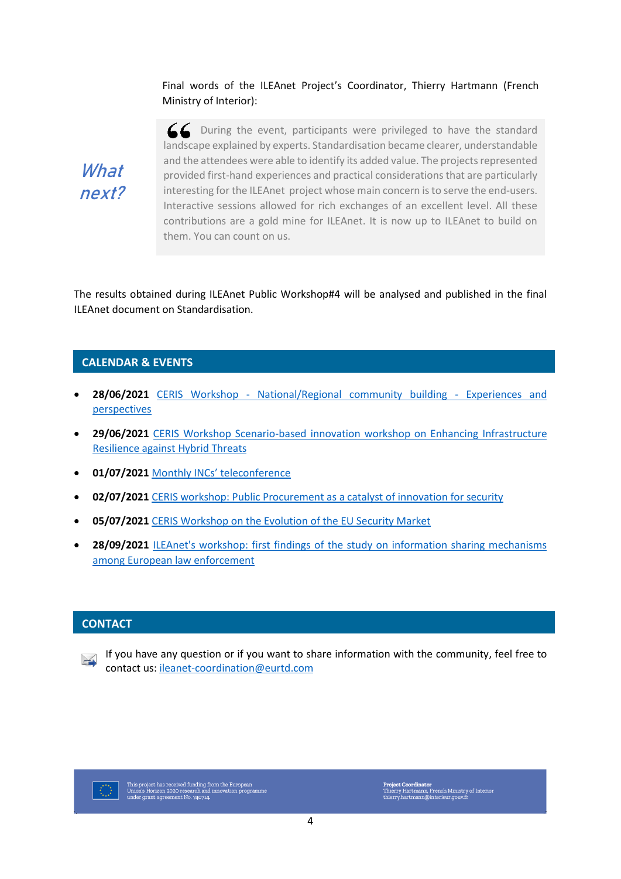Final words of the ILEAnet Project's Coordinator, Thierry Hartmann (French Ministry of Interior):

## *What next?*

> During the event, participants were privileged to have the standard landscape explained by experts. Standardisation became clearer, understandable and the attendees were able to identify its added value. The projects represented provided first-hand experiences and practical considerations that are particularly interesting for the ILEAnet project whose main concern is to serve the end-users. Interactive sessions allowed for rich exchanges of an excellent level. All these contributions are a gold mine for ILEAnet. It is now up to ILEAnet to build on them. You can count on us.

The results obtained during ILEAnet Public Workshop#4 will be analysed and published in the final ILEAnet document on Standardisation.

## CALENDAR & EVENTS

- **28/06/2021** CERIS Workshop - National/Regional community building - Experiences and perspectives
- **29/06/2021** CERIS Workshop Scenario-based innovation workshop on Enhancing Infrastructure Resilience against Hybrid Threats
- **01/07/2021** Monthly INCs' teleconference
- **02/07/2021** CERIS workshop: Public Procurement as a catalyst of innovation for security
- **05/07/2021** CERIS Workshop on the Evolution of the EU Security Market
- **28/09/2021** ILEAnet's workshop: first findings of the study on information sharing mechanisms among European law enforcement

## CONTACT

If you have any question or if you want to share information with the community, feel free to contact us: ileanet-coordination@eurtd.com

This project has received funding from the European Union's Horizon 2020 research and innovation programme under grant agreement No. 740714.

**Project Coordinator**
Thierry Hartmann, French Ministry of Interior
thierry.hartmann@interieur.gouv.fr